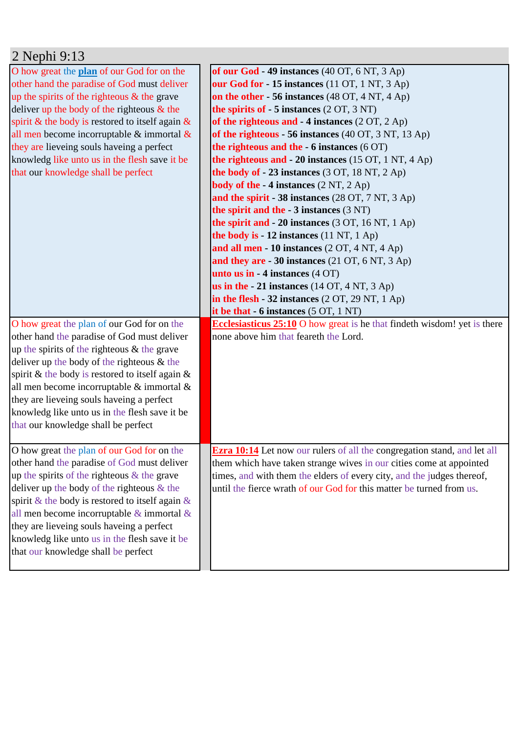## 2 Nephi 9:13

| | |
|---|---|
| O how great the **plan** of our God for on the other hand the paradise of God must deliver up the spirits of the righteous & the grave deliver up the body of the righteous & the spirit & the body is restored to itself again & all men become incorruptable & immortal & they are lieveing souls haveing a perfect knowledg like unto us in the flesh save it be that our knowledge shall be perfect | **of our God - 49 instances** (40 OT, 6 NT, 3 Ap)<br>**our God for - 15 instances** (11 OT, 1 NT, 3 Ap)<br>**on the other - 56 instances** (48 OT, 4 NT, 4 Ap)<br>**the spirits of - 5 instances** (2 OT, 3 NT)<br>**of the righteous and - 4 instances** (2 OT, 2 Ap)<br>**of the righteous - 56 instances** (40 OT, 3 NT, 13 Ap)<br>**the righteous and the - 6 instances** (6 OT)<br>**the righteous and - 20 instances** (15 OT, 1 NT, 4 Ap)<br>**the body of - 23 instances** (3 OT, 18 NT, 2 Ap)<br>**body of the - 4 instances** (2 NT, 2 Ap)<br>**and the spirit - 38 instances** (28 OT, 7 NT, 3 Ap)<br>**the spirit and the - 3 instances** (3 NT)<br>**the spirit and - 20 instances** (3 OT, 16 NT, 1 Ap)<br>**the body is - 12 instances** (11 NT, 1 Ap)<br>**and all men - 10 instances** (2 OT, 4 NT, 4 Ap)<br>**and they are - 30 instances** (21 OT, 6 NT, 3 Ap)<br>**unto us in - 4 instances** (4 OT)<br>**us in the - 21 instances** (14 OT, 4 NT, 3 Ap)<br>**in the flesh - 32 instances** (2 OT, 29 NT, 1 Ap)<br>**it be that - 6 instances** (5 OT, 1 NT) |
| O how great the plan of our God for on the other hand the paradise of God must deliver up the spirits of the righteous & the grave deliver up the body of the righteous & the spirit & the body is restored to itself again & all men become incorruptable & immortal & they are lieveing souls haveing a perfect knowledg like unto us in the flesh save it be that our knowledge shall be perfect | **Ecclesiasticus 25:10** O how great is he that findeth wisdom! yet is there none above him that feareth the Lord. |
| O how great the plan of our God for on the other hand the paradise of God must deliver up the spirits of the righteous & the grave deliver up the body of the righteous & the spirit & the body is restored to itself again & all men become incorruptable & immortal & they are lieveing souls haveing a perfect knowledg like unto us in the flesh save it be that our knowledge shall be perfect | **Ezra 10:14** Let now our rulers of all the congregation stand, and let all them which have taken strange wives in our cities come at appointed times, and with them the elders of every city, and the judges thereof, until the fierce wrath of our God for this matter be turned from us. |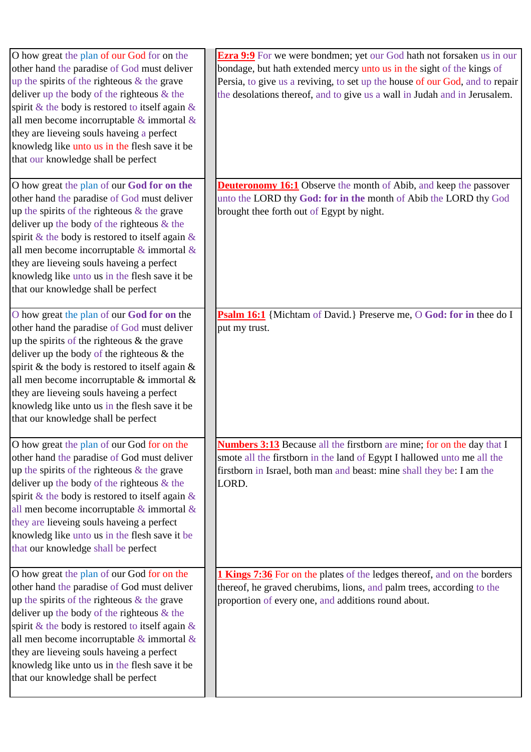| | |
|---|---|
| O how great the plan of our God for on the other hand the paradise of God must deliver up the spirits of the righteous & the grave deliver up the body of the righteous & the spirit & the body is restored to itself again & all men become incorruptable & immortal & they are lieveing souls haveing a perfect knowledg like unto us in the flesh save it be that our knowledge shall be perfect | **Ezra 9:9** For we were bondmen; yet our God hath not forsaken us in our bondage, but hath extended mercy unto us in the sight of the kings of Persia, to give us a reviving, to set up the house of our God, and to repair the desolations thereof, and to give us a wall in Judah and in Jerusalem. |
| O how great the plan of our **God for on the** other hand the paradise of God must deliver up the spirits of the righteous & the grave deliver up the body of the righteous & the spirit & the body is restored to itself again & all men become incorruptable & immortal & they are lieveing souls haveing a perfect knowledg like unto us in the flesh save it be that our knowledge shall be perfect | **Deuteronomy 16:1** Observe the month of Abib, and keep the passover unto the LORD thy **God: for in the** month of Abib the LORD thy God brought thee forth out of Egypt by night. |
| O how great the plan of our **God for on** the other hand the paradise of God must deliver up the spirits of the righteous & the grave deliver up the body of the righteous & the spirit & the body is restored to itself again & all men become incorruptable & immortal & they are lieveing souls haveing a perfect knowledg like unto us in the flesh save it be that our knowledge shall be perfect | **Psalm 16:1** {Michtam of David.} Preserve me, O **God: for in** thee do I put my trust. |
| O how great the plan of our God for on the other hand the paradise of God must deliver up the spirits of the righteous & the grave deliver up the body of the righteous & the spirit & the body is restored to itself again & all men become incorruptable & immortal & they are lieveing souls haveing a perfect knowledg like unto us in the flesh save it be that our knowledge shall be perfect | **Numbers 3:13** Because all the firstborn are mine; for on the day that I smote all the firstborn in the land of Egypt I hallowed unto me all the firstborn in Israel, both man and beast: mine shall they be: I am the LORD. |
| O how great the plan of our God for on the other hand the paradise of God must deliver up the spirits of the righteous & the grave deliver up the body of the righteous & the spirit & the body is restored to itself again & all men become incorruptable & immortal & they are lieveing souls haveing a perfect knowledg like unto us in the flesh save it be that our knowledge shall be perfect | **1 Kings 7:36** For on the plates of the ledges thereof, and on the borders thereof, he graved cherubims, lions, and palm trees, according to the proportion of every one, and additions round about. |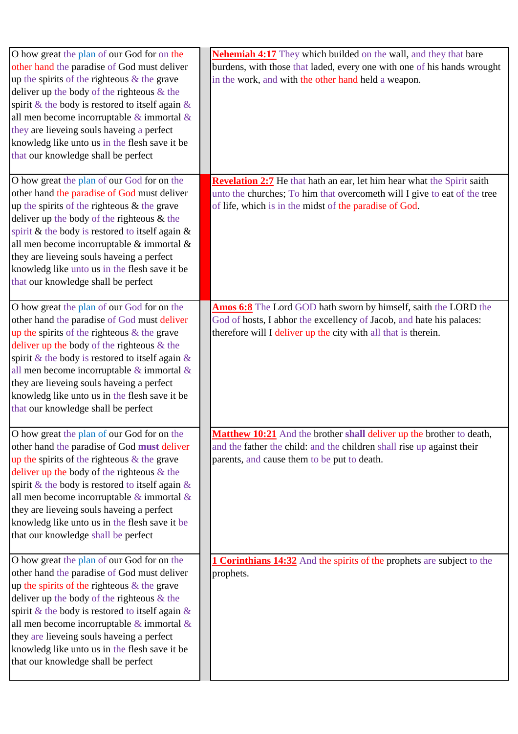| | | |
|---|---|---|
| O how great the plan of our God for on the other hand the paradise of God must deliver up the spirits of the righteous & the grave deliver up the body of the righteous & the spirit & the body is restored to itself again & all men become incorruptable & immortal & they are lieveing souls haveing a perfect knowledg like unto us in the flesh save it be that our knowledge shall be perfect | | **Nehemiah 4:17** They which builded on the wall, and they that bare burdens, with those that laded, every one with one of his hands wrought in the work, and with the other hand held a weapon. |
| O how great the plan of our God for on the other hand the paradise of God must deliver up the spirits of the righteous & the grave deliver up the body of the righteous & the spirit & the body is restored to itself again & all men become incorruptable & immortal & they are lieveing souls haveing a perfect knowledg like unto us in the flesh save it be that our knowledge shall be perfect | | **Revelation 2:7** He that hath an ear, let him hear what the Spirit saith unto the churches; To him that overcometh will I give to eat of the tree of life, which is in the midst of the paradise of God. |
| O how great the plan of our God for on the other hand the paradise of God must deliver up the spirits of the righteous & the grave deliver up the body of the righteous & the spirit & the body is restored to itself again & all men become incorruptable & immortal & they are lieveing souls haveing a perfect knowledg like unto us in the flesh save it be that our knowledge shall be perfect | | **Amos 6:8** The Lord GOD hath sworn by himself, saith the LORD the God of hosts, I abhor the excellency of Jacob, and hate his palaces: therefore will I deliver up the city with all that is therein. |
| O how great the plan of our God for on the other hand the paradise of God **must** deliver up the spirits of the righteous & the grave deliver up the body of the righteous & the spirit & the body is restored to itself again & all men become incorruptable & immortal & they are lieveing souls haveing a perfect knowledg like unto us in the flesh save it be that our knowledge shall be perfect | | **Matthew 10:21** And the brother **shall** deliver up the brother to death, and the father the child: and the children shall rise up against their parents, and cause them to be put to death. |
| O how great the plan of our God for on the other hand the paradise of God must deliver up the spirits of the righteous & the grave deliver up the body of the righteous & the spirit & the body is restored to itself again & all men become incorruptable & immortal & they are lieveing souls haveing a perfect knowledg like unto us in the flesh save it be that our knowledge shall be perfect | | **1 Corinthians 14:32** And the spirits of the prophets are subject to the prophets. |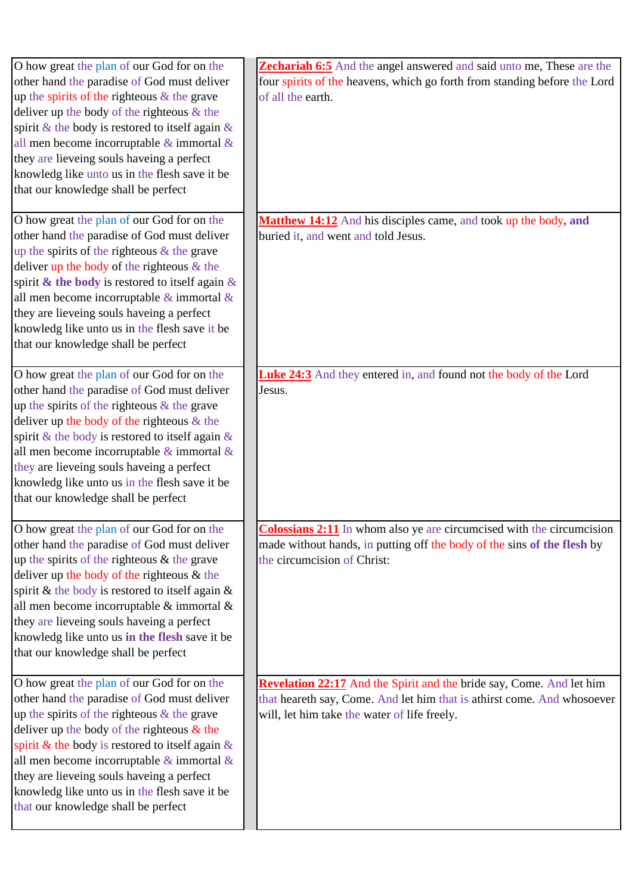| | |
|---|---|
| O how great the plan of our God for on the other hand the paradise of God must deliver up the spirits of the righteous & the grave deliver up the body of the righteous & the spirit & the body is restored to itself again & all men become incorruptable & immortal & they are lieveing souls haveing a perfect knowledg like unto us in the flesh save it be that our knowledge shall be perfect | **Zechariah 6:5** And the angel answered and said unto me, These are the four spirits of the heavens, which go forth from standing before the Lord of all the earth. |
| O how great the plan of our God for on the other hand the paradise of God must deliver up the spirits of the righteous & the grave deliver up the body of the righteous & the spirit **& the body** is restored to itself again & all men become incorruptable & immortal & they are lieveing souls haveing a perfect knowledg like unto us in the flesh save it be that our knowledge shall be perfect | **Matthew 14:12** And his disciples came, and took up the body, **and** buried it, and went and told Jesus. |
| O how great the plan of our God for on the other hand the paradise of God must deliver up the spirits of the righteous & the grave deliver up the body of the righteous & the spirit & the body is restored to itself again & all men become incorruptable & immortal & they are lieveing souls haveing a perfect knowledg like unto us in the flesh save it be that our knowledge shall be perfect | **Luke 24:3** And they entered in, and found not the body of the Lord Jesus. |
| O how great the plan of our God for on the other hand the paradise of God must deliver up the spirits of the righteous & the grave deliver up the body of the righteous & the spirit & the body is restored to itself again & all men become incorruptable & immortal & they are lieveing souls haveing a perfect knowledg like unto us **in the flesh** save it be that our knowledge shall be perfect | **Colossians 2:11** In whom also ye are circumcised with the circumcision made without hands, in putting off the body of the sins **of the flesh** by the circumcision of Christ: |
| O how great the plan of our God for on the other hand the paradise of God must deliver up the spirits of the righteous & the grave deliver up the body of the righteous & the spirit & the body is restored to itself again & all men become incorruptable & immortal & they are lieveing souls haveing a perfect knowledg like unto us in the flesh save it be that our knowledge shall be perfect | **Revelation 22:17** And the Spirit and the bride say, Come. And let him that heareth say, Come. And let him that is athirst come. And whosoever will, let him take the water of life freely. |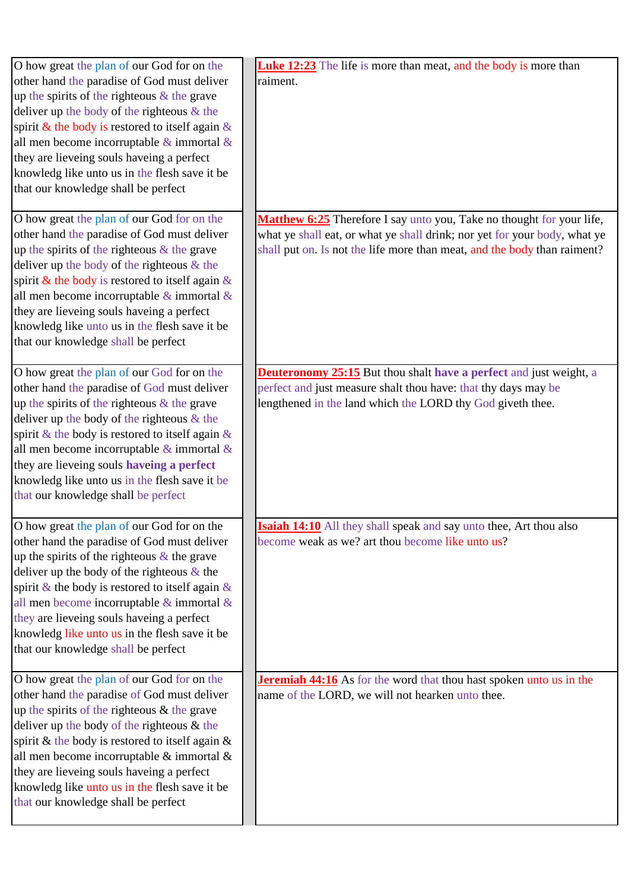| | |
|---|---|
| O how great the plan of our God for on the other hand the paradise of God must deliver up the spirits of the righteous & the grave deliver up the body of the righteous & the spirit & the body is restored to itself again & all men become incorruptable & immortal & they are lieveing souls haveing a perfect knowledg like unto us in the flesh save it be that our knowledge shall be perfect | **Luke 12:23** The life is more than meat, and the body is more than raiment. |
| O how great the plan of our God for on the other hand the paradise of God must deliver up the spirits of the righteous & the grave deliver up the body of the righteous & the spirit & the body is restored to itself again & all men become incorruptable & immortal & they are lieveing souls haveing a perfect knowledg like unto us in the flesh save it be that our knowledge shall be perfect | **Matthew 6:25** Therefore I say unto you, Take no thought for your life, what ye shall eat, or what ye shall drink; nor yet for your body, what ye shall put on. Is not the life more than meat, and the body than raiment? |
| O how great the plan of our God for on the other hand the paradise of God must deliver up the spirits of the righteous & the grave deliver up the body of the righteous & the spirit & the body is restored to itself again & all men become incorruptable & immortal & they are lieveing souls **haveing a perfect** knowledg like unto us in the flesh save it be that our knowledge shall be perfect | **Deuteronomy 25:15** But thou shalt **have a perfect** and just weight, a perfect and just measure shalt thou have: that thy days may be lengthened in the land which the LORD thy God giveth thee. |
| O how great the plan of our God for on the other hand the paradise of God must deliver up the spirits of the righteous & the grave deliver up the body of the righteous & the spirit & the body is restored to itself again & all men become incorruptable & immortal & they are lieveing souls haveing a perfect knowledg like unto us in the flesh save it be that our knowledge shall be perfect | **Isaiah 14:10** All they shall speak and say unto thee, Art thou also become weak as we? art thou become like unto us? |
| O how great the plan of our God for on the other hand the paradise of God must deliver up the spirits of the righteous & the grave deliver up the body of the righteous & the spirit & the body is restored to itself again & all men become incorruptable & immortal & they are lieveing souls haveing a perfect knowledg like unto us in the flesh save it be that our knowledge shall be perfect | **Jeremiah 44:16** As for the word that thou hast spoken unto us in the name of the LORD, we will not hearken unto thee. |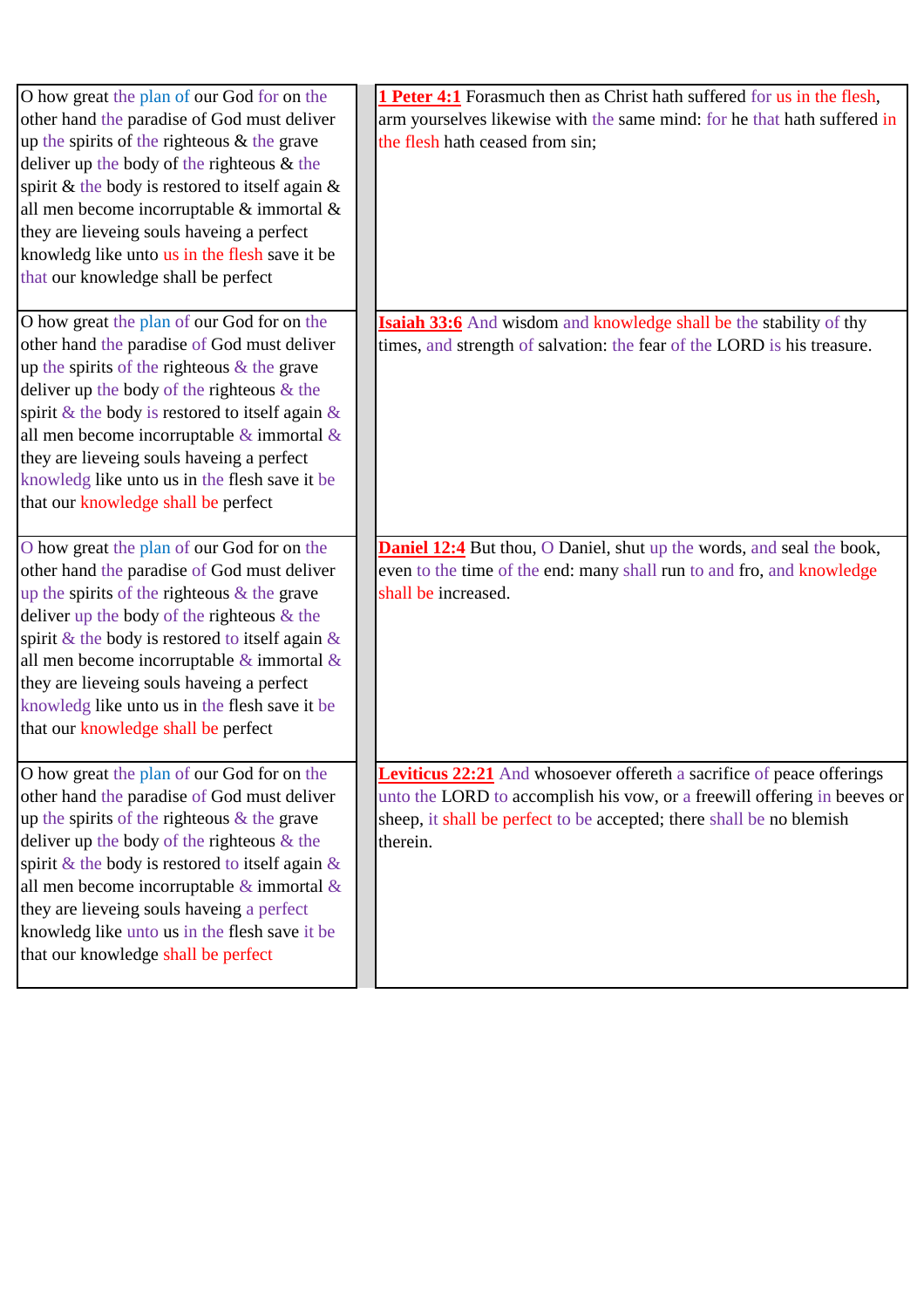| | |
|---|---|
| O how great the plan of our God for on the other hand the paradise of God must deliver up the spirits of the righteous & the grave deliver up the body of the righteous & the spirit & the body is restored to itself again & all men become incorruptable & immortal & they are lieveing souls haveing a perfect knowledg like unto us in the flesh save it be that our knowledge shall be perfect | **1 Peter 4:1** Forasmuch then as Christ hath suffered for us in the flesh, arm yourselves likewise with the same mind: for he that hath suffered in the flesh hath ceased from sin; |
| O how great the plan of our God for on the other hand the paradise of God must deliver up the spirits of the righteous & the grave deliver up the body of the righteous & the spirit & the body is restored to itself again & all men become incorruptable & immortal & they are lieveing souls haveing a perfect knowledg like unto us in the flesh save it be that our knowledge shall be perfect | **Isaiah 33:6** And wisdom and knowledge shall be the stability of thy times, and strength of salvation: the fear of the LORD is his treasure. |
| O how great the plan of our God for on the other hand the paradise of God must deliver up the spirits of the righteous & the grave deliver up the body of the righteous & the spirit & the body is restored to itself again & all men become incorruptable & immortal & they are lieveing souls haveing a perfect knowledg like unto us in the flesh save it be that our knowledge shall be perfect | **Daniel 12:4** But thou, O Daniel, shut up the words, and seal the book, even to the time of the end: many shall run to and fro, and knowledge shall be increased. |
| O how great the plan of our God for on the other hand the paradise of God must deliver up the spirits of the righteous & the grave deliver up the body of the righteous & the spirit & the body is restored to itself again & all men become incorruptable & immortal & they are lieveing souls haveing a perfect knowledg like unto us in the flesh save it be that our knowledge shall be perfect | **Leviticus 22:21** And whosoever offereth a sacrifice of peace offerings unto the LORD to accomplish his vow, or a freewill offering in beeves or sheep, it shall be perfect to be accepted; there shall be no blemish therein. |